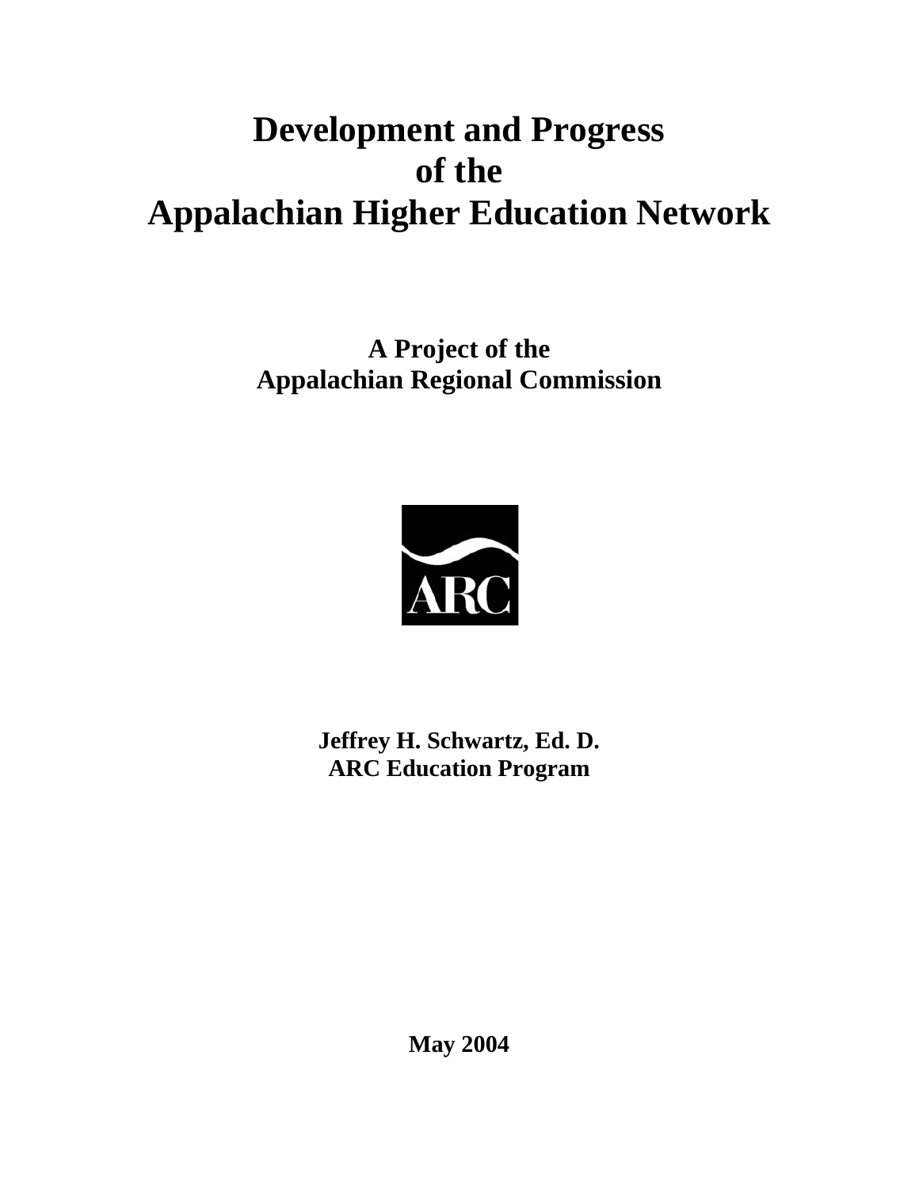# Development and Progress of the Appalachian Higher Education Network

**A Project of the Appalachian Regional Commission**

**Jeffrey H. Schwartz, Ed. D.**
**ARC Education Program**

**May 2004**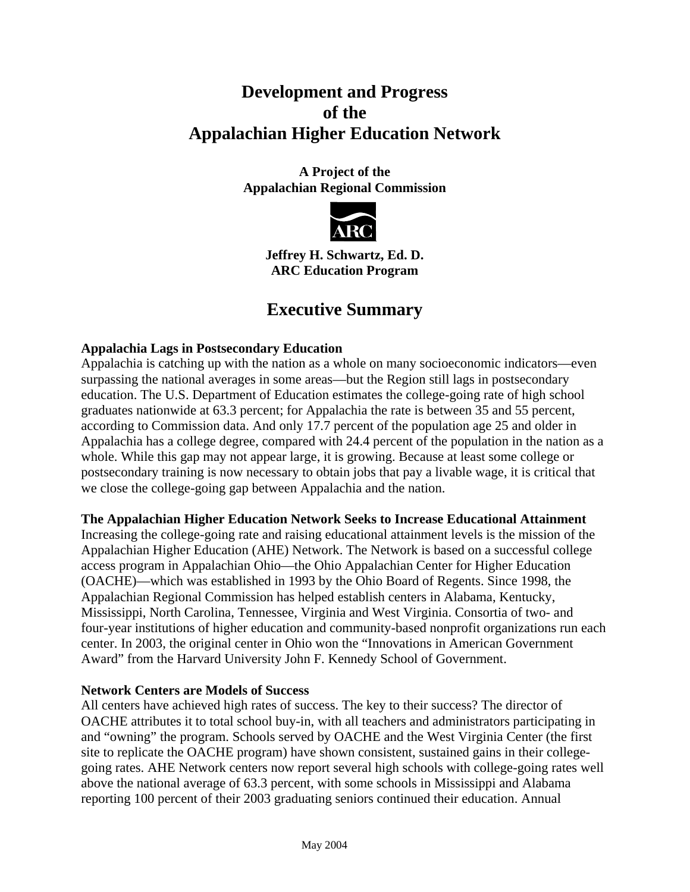# Development and Progress of the Appalachian Higher Education Network

**A Project of the Appalachian Regional Commission**

**Jeffrey H. Schwartz, Ed. D.**
**ARC Education Program**

## Executive Summary

**Appalachia Lags in Postsecondary Education**
Appalachia is catching up with the nation as a whole on many socioeconomic indicators—even surpassing the national averages in some areas—but the Region still lags in postsecondary education. The U.S. Department of Education estimates the college-going rate of high school graduates nationwide at 63.3 percent; for Appalachia the rate is between 35 and 55 percent, according to Commission data. And only 17.7 percent of the population age 25 and older in Appalachia has a college degree, compared with 24.4 percent of the population in the nation as a whole. While this gap may not appear large, it is growing. Because at least some college or postsecondary training is now necessary to obtain jobs that pay a livable wage, it is critical that we close the college-going gap between Appalachia and the nation.

**The Appalachian Higher Education Network Seeks to Increase Educational Attainment**
Increasing the college-going rate and raising educational attainment levels is the mission of the Appalachian Higher Education (AHE) Network. The Network is based on a successful college access program in Appalachian Ohio—the Ohio Appalachian Center for Higher Education (OACHE)—which was established in 1993 by the Ohio Board of Regents. Since 1998, the Appalachian Regional Commission has helped establish centers in Alabama, Kentucky, Mississippi, North Carolina, Tennessee, Virginia and West Virginia. Consortia of two- and four-year institutions of higher education and community-based nonprofit organizations run each center. In 2003, the original center in Ohio won the "Innovations in American Government Award" from the Harvard University John F. Kennedy School of Government.

**Network Centers are Models of Success**
All centers have achieved high rates of success. The key to their success? The director of OACHE attributes it to total school buy-in, with all teachers and administrators participating in and "owning" the program. Schools served by OACHE and the West Virginia Center (the first site to replicate the OACHE program) have shown consistent, sustained gains in their college-going rates. AHE Network centers now report several high schools with college-going rates well above the national average of 63.3 percent, with some schools in Mississippi and Alabama reporting 100 percent of their 2003 graduating seniors continued their education. Annual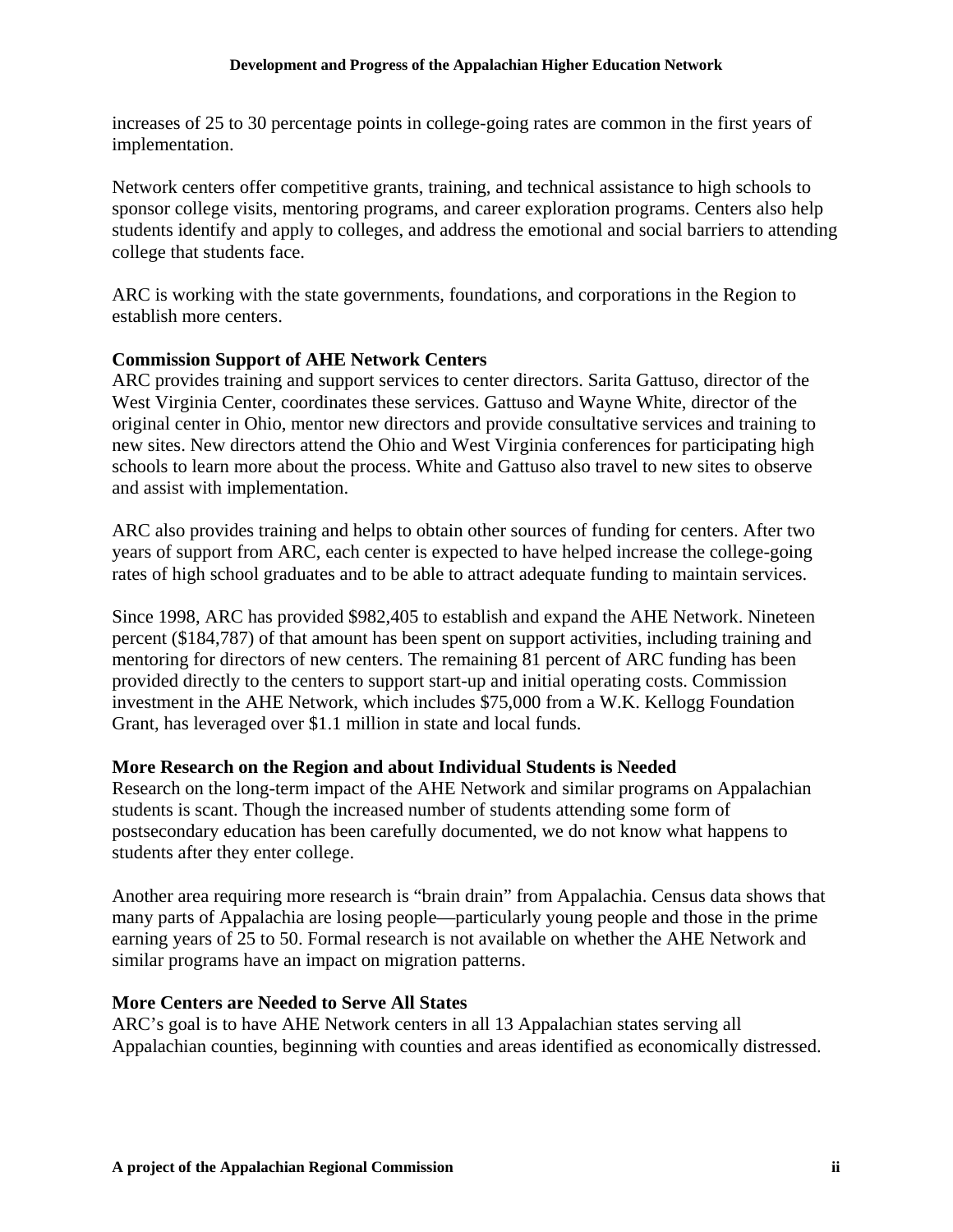increases of 25 to 30 percentage points in college-going rates are common in the first years of implementation.

Network centers offer competitive grants, training, and technical assistance to high schools to sponsor college visits, mentoring programs, and career exploration programs. Centers also help students identify and apply to colleges, and address the emotional and social barriers to attending college that students face.

ARC is working with the state governments, foundations, and corporations in the Region to establish more centers.

**Commission Support of AHE Network Centers**

ARC provides training and support services to center directors. Sarita Gattuso, director of the West Virginia Center, coordinates these services. Gattuso and Wayne White, director of the original center in Ohio, mentor new directors and provide consultative services and training to new sites. New directors attend the Ohio and West Virginia conferences for participating high schools to learn more about the process. White and Gattuso also travel to new sites to observe and assist with implementation.

ARC also provides training and helps to obtain other sources of funding for centers. After two years of support from ARC, each center is expected to have helped increase the college-going rates of high school graduates and to be able to attract adequate funding to maintain services.

Since 1998, ARC has provided $982,405 to establish and expand the AHE Network. Nineteen percent ($184,787) of that amount has been spent on support activities, including training and mentoring for directors of new centers. The remaining 81 percent of ARC funding has been provided directly to the centers to support start-up and initial operating costs. Commission investment in the AHE Network, which includes $75,000 from a W.K. Kellogg Foundation Grant, has leveraged over $1.1 million in state and local funds.

**More Research on the Region and about Individual Students is Needed**

Research on the long-term impact of the AHE Network and similar programs on Appalachian students is scant. Though the increased number of students attending some form of postsecondary education has been carefully documented, we do not know what happens to students after they enter college.

Another area requiring more research is "brain drain" from Appalachia. Census data shows that many parts of Appalachia are losing people—particularly young people and those in the prime earning years of 25 to 50. Formal research is not available on whether the AHE Network and similar programs have an impact on migration patterns.

**More Centers are Needed to Serve All States**

ARC's goal is to have AHE Network centers in all 13 Appalachian states serving all Appalachian counties, beginning with counties and areas identified as economically distressed.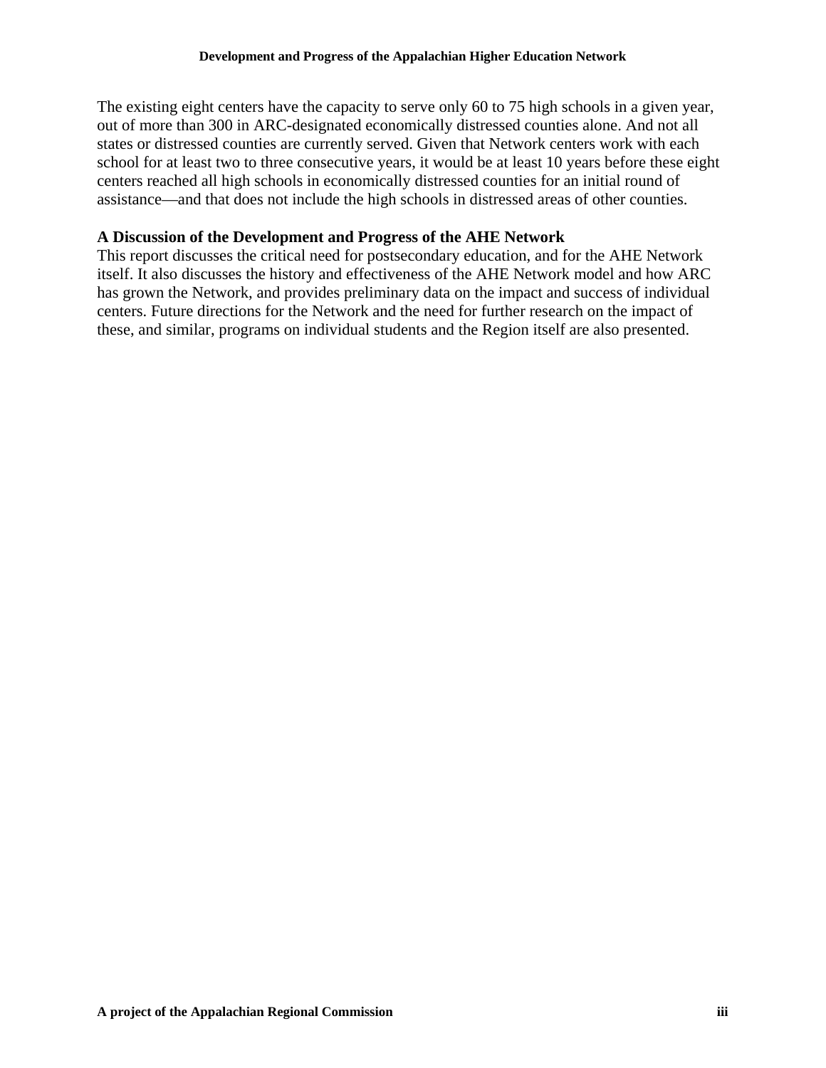The existing eight centers have the capacity to serve only 60 to 75 high schools in a given year, out of more than 300 in ARC-designated economically distressed counties alone. And not all states or distressed counties are currently served. Given that Network centers work with each school for at least two to three consecutive years, it would be at least 10 years before these eight centers reached all high schools in economically distressed counties for an initial round of assistance—and that does not include the high schools in distressed areas of other counties.

**A Discussion of the Development and Progress of the AHE Network**

This report discusses the critical need for postsecondary education, and for the AHE Network itself. It also discusses the history and effectiveness of the AHE Network model and how ARC has grown the Network, and provides preliminary data on the impact and success of individual centers. Future directions for the Network and the need for further research on the impact of these, and similar, programs on individual students and the Region itself are also presented.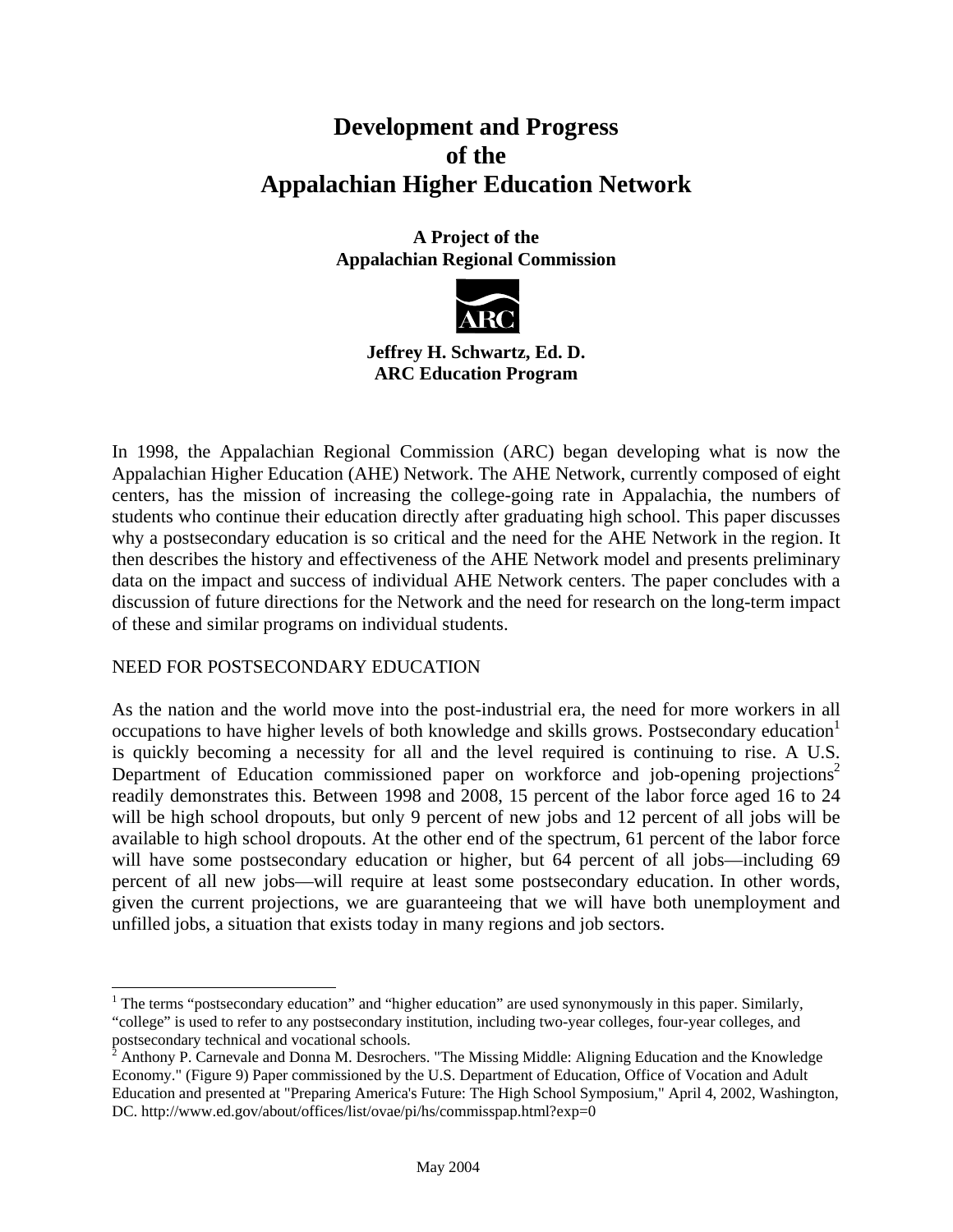# Development and Progress of the Appalachian Higher Education Network

**A Project of the Appalachian Regional Commission**

ARC

**Jeffrey H. Schwartz, Ed. D.**
**ARC Education Program**

In 1998, the Appalachian Regional Commission (ARC) began developing what is now the Appalachian Higher Education (AHE) Network. The AHE Network, currently composed of eight centers, has the mission of increasing the college-going rate in Appalachia, the numbers of students who continue their education directly after graduating high school. This paper discusses why a postsecondary education is so critical and the need for the AHE Network in the region. It then describes the history and effectiveness of the AHE Network model and presents preliminary data on the impact and success of individual AHE Network centers. The paper concludes with a discussion of future directions for the Network and the need for research on the long-term impact of these and similar programs on individual students.

## NEED FOR POSTSECONDARY EDUCATION

As the nation and the world move into the post-industrial era, the need for more workers in all occupations to have higher levels of both knowledge and skills grows. Postsecondary education[1] is quickly becoming a necessity for all and the level required is continuing to rise. A U.S. Department of Education commissioned paper on workforce and job-opening projections[2] readily demonstrates this. Between 1998 and 2008, 15 percent of the labor force aged 16 to 24 will be high school dropouts, but only 9 percent of new jobs and 12 percent of all jobs will be available to high school dropouts. At the other end of the spectrum, 61 percent of the labor force will have some postsecondary education or higher, but 64 percent of all jobs—including 69 percent of all new jobs—will require at least some postsecondary education. In other words, given the current projections, we are guaranteeing that we will have both unemployment and unfilled jobs, a situation that exists today in many regions and job sectors.

[1] The terms "postsecondary education" and "higher education" are used synonymously in this paper. Similarly, "college" is used to refer to any postsecondary institution, including two-year colleges, four-year colleges, and postsecondary technical and vocational schools.

[2] Anthony P. Carnevale and Donna M. Desrochers. "The Missing Middle: Aligning Education and the Knowledge Economy." (Figure 9) Paper commissioned by the U.S. Department of Education, Office of Vocation and Adult Education and presented at "Preparing America's Future: The High School Symposium," April 4, 2002, Washington, DC. http://www.ed.gov/about/offices/list/ovae/pi/hs/commisspap.html?exp=0

May 2004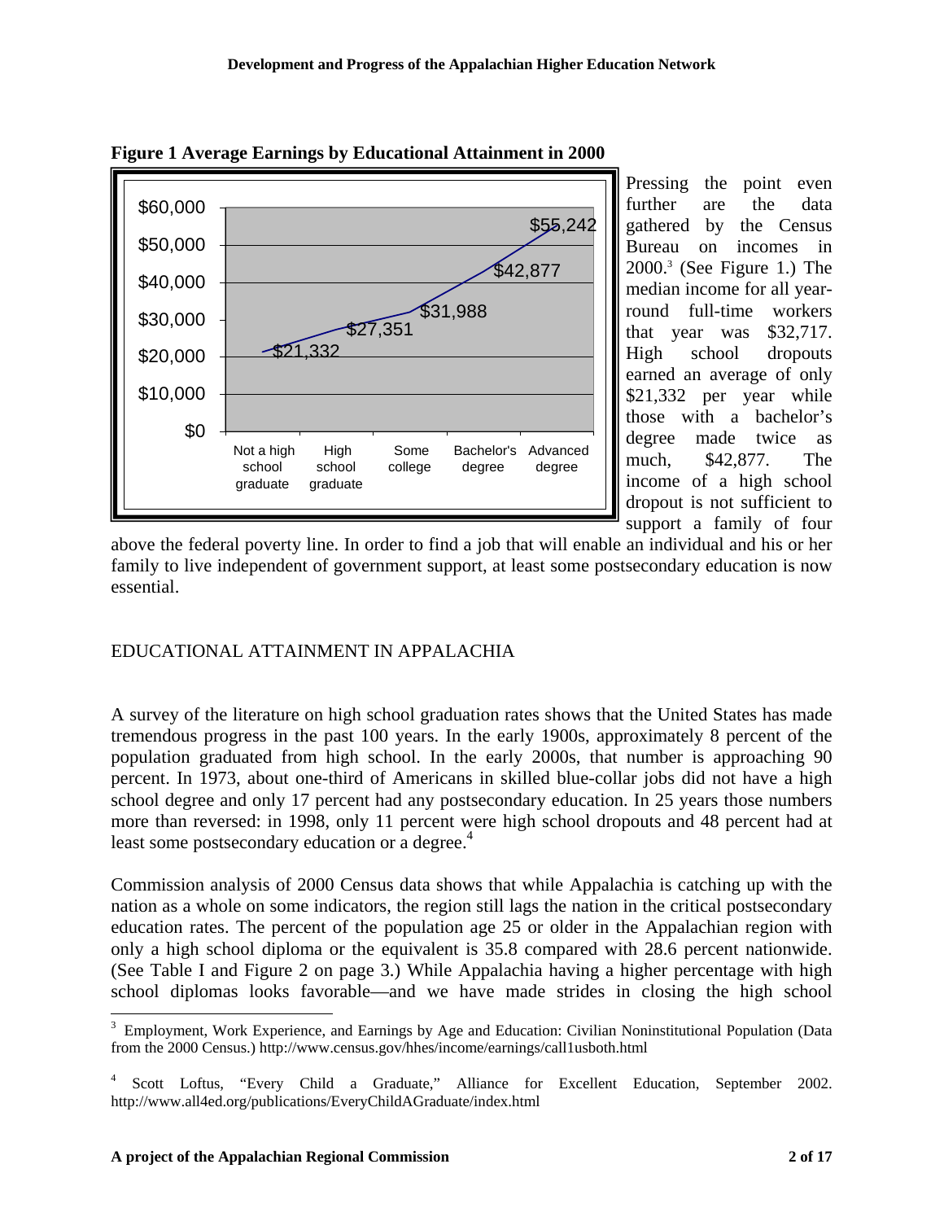**Figure 1 Average Earnings by Educational Attainment in 2000**

| Educational Attainment | Average Earnings |
|---|---|
| Not a high school graduate | $21,332 |
| High school graduate | $27,351 |
| Some college | $31,988 |
| Bachelor's degree | $42,877 |
| Advanced degree | $55,242 |

Pressing the point even further are the data gathered by the Census Bureau on incomes in 2000.[3] (See Figure 1.) The median income for all year-round full-time workers that year was $32,717. High school dropouts earned an average of only $21,332 per year while those with a bachelor's degree made twice as much, $42,877. The income of a high school dropout is not sufficient to support a family of four above the federal poverty line. In order to find a job that will enable an individual and his or her family to live independent of government support, at least some postsecondary education is now essential.

## EDUCATIONAL ATTAINMENT IN APPALACHIA

A survey of the literature on high school graduation rates shows that the United States has made tremendous progress in the past 100 years. In the early 1900s, approximately 8 percent of the population graduated from high school. In the early 2000s, that number is approaching 90 percent. In 1973, about one-third of Americans in skilled blue-collar jobs did not have a high school degree and only 17 percent had any postsecondary education. In 25 years those numbers more than reversed: in 1998, only 11 percent were high school dropouts and 48 percent had at least some postsecondary education or a degree.[4]

Commission analysis of 2000 Census data shows that while Appalachia is catching up with the nation as a whole on some indicators, the region still lags the nation in the critical postsecondary education rates. The percent of the population age 25 or older in the Appalachian region with only a high school diploma or the equivalent is 35.8 compared with 28.6 percent nationwide. (See Table I and Figure 2 on page 3.) While Appalachia having a higher percentage with high school diplomas looks favorable—and we have made strides in closing the high school

---

[3] Employment, Work Experience, and Earnings by Age and Education: Civilian Noninstitutional Population (Data from the 2000 Census.) http://www.census.gov/hhes/income/earnings/call1usboth.html

[4] Scott Loftus, "Every Child a Graduate," Alliance for Excellent Education, September 2002. http://www.all4ed.org/publications/EveryChildAGraduate/index.html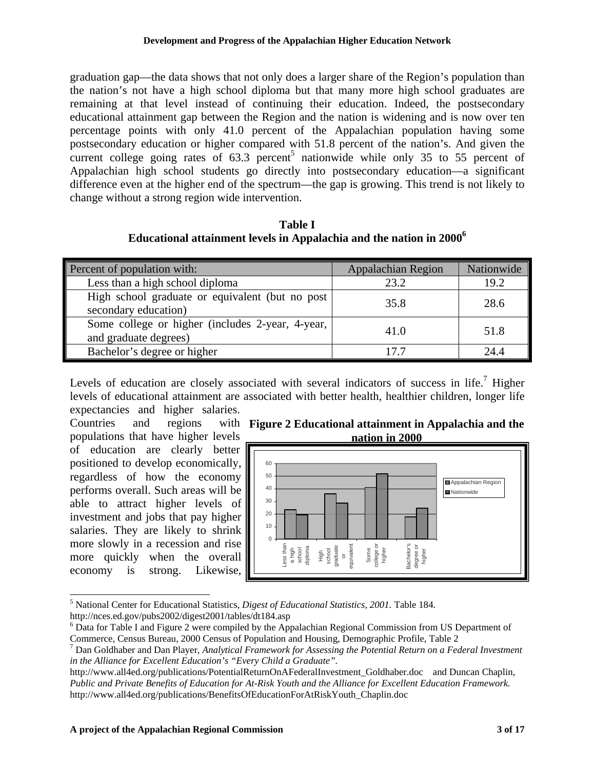graduation gap—the data shows that not only does a larger share of the Region's population than the nation's not have a high school diploma but that many more high school graduates are remaining at that level instead of continuing their education. Indeed, the postsecondary educational attainment gap between the Region and the nation is widening and is now over ten percentage points with only 41.0 percent of the Appalachian population having some postsecondary education or higher compared with 51.8 percent of the nation's. And given the current college going rates of 63.3 percent[5] nationwide while only 35 to 55 percent of Appalachian high school students go directly into postsecondary education—a significant difference even at the higher end of the spectrum—the gap is growing. This trend is not likely to change without a strong region wide intervention.

**Table I**
**Educational attainment levels in Appalachia and the nation in 2000[6]**

| Percent of population with: | Appalachian Region | Nationwide |
|---|---|---|
| Less than a high school diploma | 23.2 | 19.2 |
| High school graduate or equivalent (but no post secondary education) | 35.8 | 28.6 |
| Some college or higher (includes 2-year, 4-year, and graduate degrees) | 41.0 | 51.8 |
| Bachelor's degree or higher | 17.7 | 24.4 |

Levels of education are closely associated with several indicators of success in life.[7] Higher levels of educational attainment are associated with better health, healthier children, longer life expectancies and higher salaries. Countries and regions with populations that have higher levels of education are clearly better positioned to develop economically, regardless of how the economy performs overall. Such areas will be able to attract higher levels of investment and jobs that pay higher salaries. They are likely to shrink more slowly in a recession and rise more quickly when the overall economy is strong. Likewise,

**Figure 2 Educational attainment in Appalachia and the nation in 2000**

---

[5] National Center for Educational Statistics, *Digest of Educational Statistics, 2001.* Table 184. http://nces.ed.gov/pubs2002/digest2001/tables/dt184.asp

[6] Data for Table I and Figure 2 were compiled by the Appalachian Regional Commission from US Department of Commerce, Census Bureau, 2000 Census of Population and Housing, Demographic Profile, Table 2

[7] Dan Goldhaber and Dan Player, *Analytical Framework for Assessing the Potential Return on a Federal Investment in the Alliance for Excellent Education's "Every Child a Graduate".* http://www.all4ed.org/publications/PotentialReturnOnAFederalInvestment_Goldhaber.doc and Duncan Chaplin, *Public and Private Benefits of Education for At-Risk Youth and the Alliance for Excellent Education Framework.* http://www.all4ed.org/publications/BenefitsOfEducationForAtRiskYouth_Chaplin.doc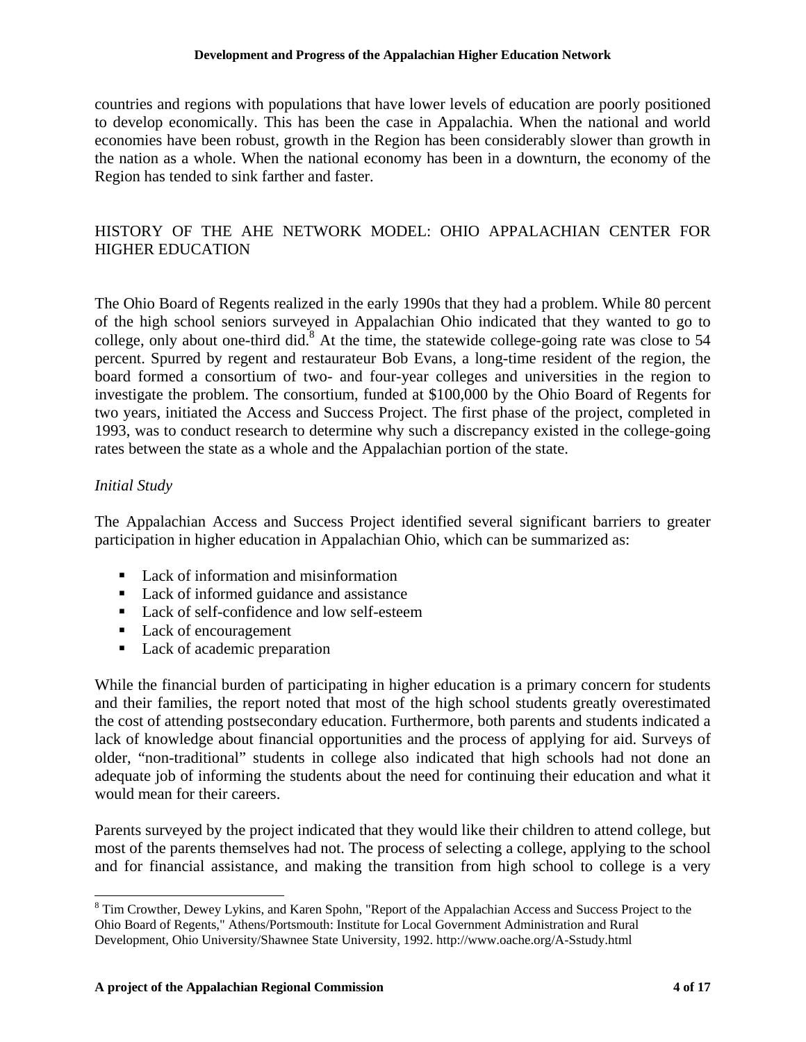countries and regions with populations that have lower levels of education are poorly positioned to develop economically. This has been the case in Appalachia. When the national and world economies have been robust, growth in the Region has been considerably slower than growth in the nation as a whole. When the national economy has been in a downturn, the economy of the Region has tended to sink farther and faster.

## HISTORY OF THE AHE NETWORK MODEL: OHIO APPALACHIAN CENTER FOR HIGHER EDUCATION

The Ohio Board of Regents realized in the early 1990s that they had a problem. While 80 percent of the high school seniors surveyed in Appalachian Ohio indicated that they wanted to go to college, only about one-third did.[8] At the time, the statewide college-going rate was close to 54 percent. Spurred by regent and restaurateur Bob Evans, a long-time resident of the region, the board formed a consortium of two- and four-year colleges and universities in the region to investigate the problem. The consortium, funded at $100,000 by the Ohio Board of Regents for two years, initiated the Access and Success Project. The first phase of the project, completed in 1993, was to conduct research to determine why such a discrepancy existed in the college-going rates between the state as a whole and the Appalachian portion of the state.

### *Initial Study*

The Appalachian Access and Success Project identified several significant barriers to greater participation in higher education in Appalachian Ohio, which can be summarized as:

- Lack of information and misinformation
- Lack of informed guidance and assistance
- Lack of self-confidence and low self-esteem
- Lack of encouragement
- Lack of academic preparation

While the financial burden of participating in higher education is a primary concern for students and their families, the report noted that most of the high school students greatly overestimated the cost of attending postsecondary education. Furthermore, both parents and students indicated a lack of knowledge about financial opportunities and the process of applying for aid. Surveys of older, "non-traditional" students in college also indicated that high schools had not done an adequate job of informing the students about the need for continuing their education and what it would mean for their careers.

Parents surveyed by the project indicated that they would like their children to attend college, but most of the parents themselves had not. The process of selecting a college, applying to the school and for financial assistance, and making the transition from high school to college is a very

---

[8] Tim Crowther, Dewey Lykins, and Karen Spohn, "Report of the Appalachian Access and Success Project to the Ohio Board of Regents," Athens/Portsmouth: Institute for Local Government Administration and Rural Development, Ohio University/Shawnee State University, 1992. http://www.oache.org/A-Sstudy.html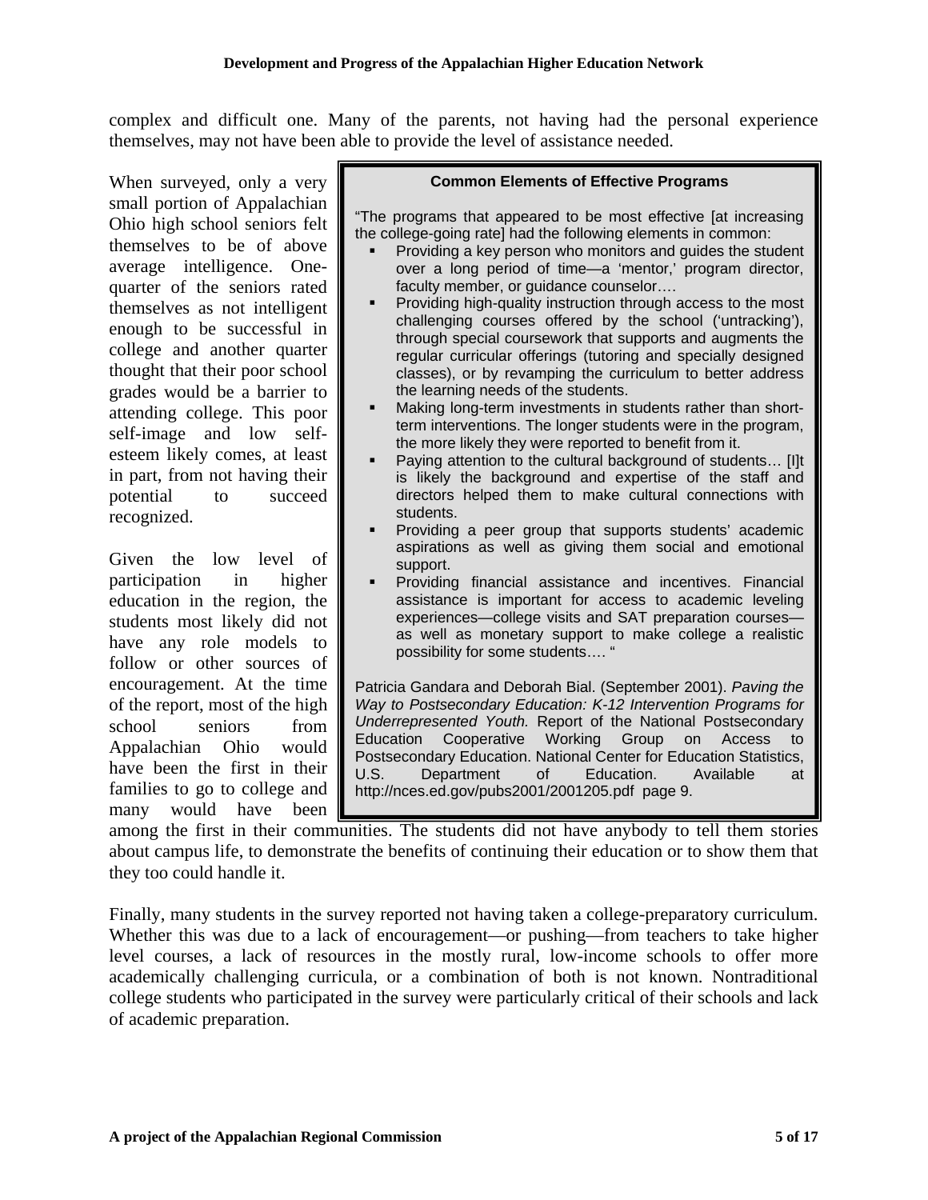complex and difficult one. Many of the parents, not having had the personal experience themselves, may not have been able to provide the level of assistance needed.

When surveyed, only a very small portion of Appalachian Ohio high school seniors felt themselves to be of above average intelligence. One-quarter of the seniors rated themselves as not intelligent enough to be successful in college and another quarter thought that their poor school grades would be a barrier to attending college. This poor self-image and low self-esteem likely comes, at least in part, from not having their potential to succeed recognized.

Given the low level of participation in higher education in the region, the students most likely did not have any role models to follow or other sources of encouragement. At the time of the report, most of the high school seniors from Appalachian Ohio would have been the first in their families to go to college and many would have been among the first in their communities. The students did not have anybody to tell them stories about campus life, to demonstrate the benefits of continuing their education or to show them that they too could handle it.

> **Common Elements of Effective Programs**
>
> "The programs that appeared to be most effective [at increasing the college-going rate] had the following elements in common:
>
> - Providing a key person who monitors and guides the student over a long period of time—a 'mentor,' program director, faculty member, or guidance counselor….
> - Providing high-quality instruction through access to the most challenging courses offered by the school ('untracking'), through special coursework that supports and augments the regular curricular offerings (tutoring and specially designed classes), or by revamping the curriculum to better address the learning needs of the students.
> - Making long-term investments in students rather than short-term interventions. The longer students were in the program, the more likely they were reported to benefit from it.
> - Paying attention to the cultural background of students… [I]t is likely the background and expertise of the staff and directors helped them to make cultural connections with students.
> - Providing a peer group that supports students' academic aspirations as well as giving them social and emotional support.
> - Providing financial assistance and incentives. Financial assistance is important for access to academic leveling experiences—college visits and SAT preparation courses—as well as monetary support to make college a realistic possibility for some students…. "
>
> Patricia Gandara and Deborah Bial. (September 2001). *Paving the Way to Postsecondary Education: K-12 Intervention Programs for Underrepresented Youth.* Report of the National Postsecondary Education Cooperative Working Group on Access to Postsecondary Education. National Center for Education Statistics, U.S. Department of Education. Available at http://nces.ed.gov/pubs2001/2001205.pdf page 9.

Finally, many students in the survey reported not having taken a college-preparatory curriculum. Whether this was due to a lack of encouragement—or pushing—from teachers to take higher level courses, a lack of resources in the mostly rural, low-income schools to offer more academically challenging curricula, or a combination of both is not known. Nontraditional college students who participated in the survey were particularly critical of their schools and lack of academic preparation.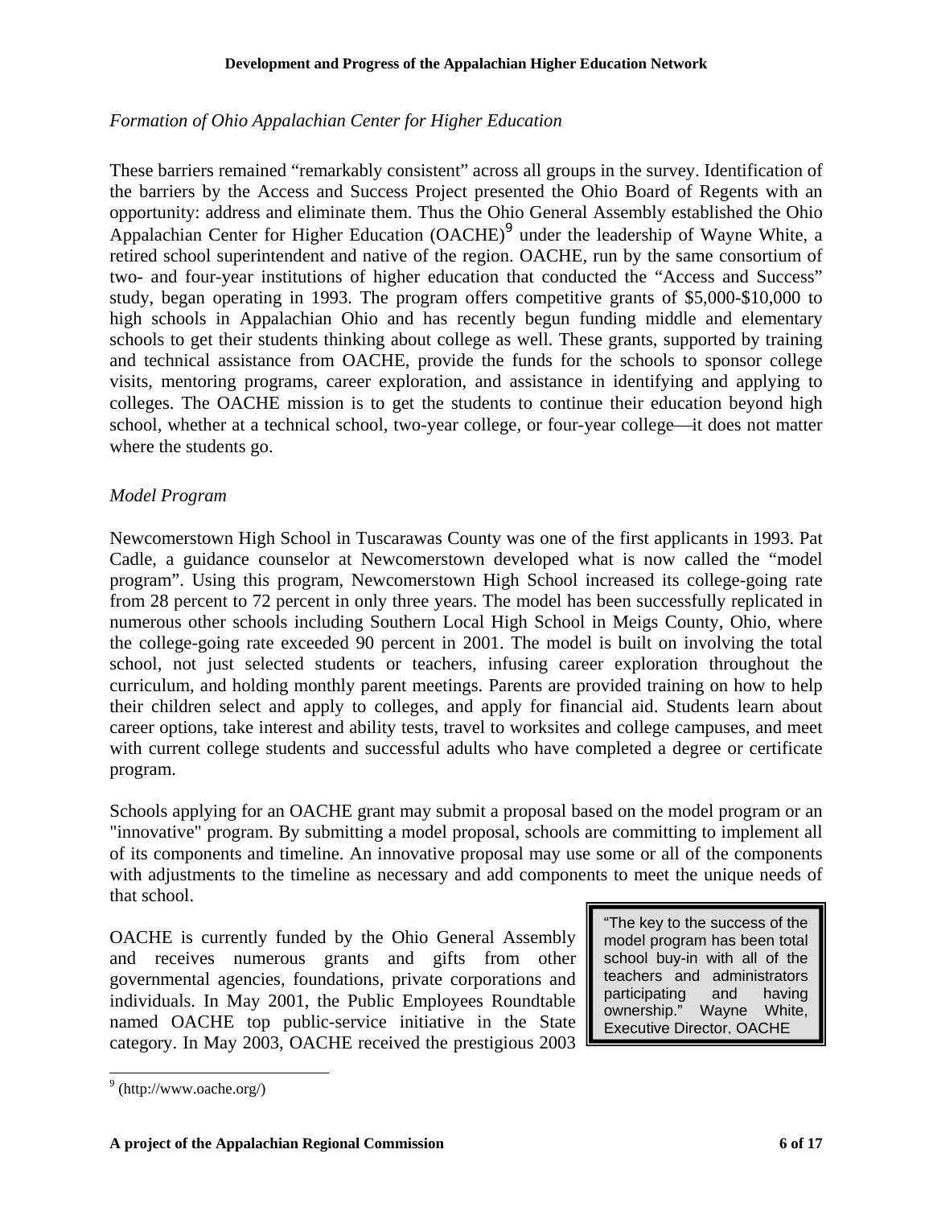*Formation of Ohio Appalachian Center for Higher Education*

These barriers remained "remarkably consistent" across all groups in the survey. Identification of the barriers by the Access and Success Project presented the Ohio Board of Regents with an opportunity: address and eliminate them. Thus the Ohio General Assembly established the Ohio Appalachian Center for Higher Education (OACHE)[9] under the leadership of Wayne White, a retired school superintendent and native of the region. OACHE, run by the same consortium of two- and four-year institutions of higher education that conducted the "Access and Success" study, began operating in 1993. The program offers competitive grants of $5,000-$10,000 to high schools in Appalachian Ohio and has recently begun funding middle and elementary schools to get their students thinking about college as well. These grants, supported by training and technical assistance from OACHE, provide the funds for the schools to sponsor college visits, mentoring programs, career exploration, and assistance in identifying and applying to colleges. The OACHE mission is to get the students to continue their education beyond high school, whether at a technical school, two-year college, or four-year college—it does not matter where the students go.

*Model Program*

Newcomerstown High School in Tuscarawas County was one of the first applicants in 1993. Pat Cadle, a guidance counselor at Newcomerstown developed what is now called the "model program". Using this program, Newcomerstown High School increased its college-going rate from 28 percent to 72 percent in only three years. The model has been successfully replicated in numerous other schools including Southern Local High School in Meigs County, Ohio, where the college-going rate exceeded 90 percent in 2001. The model is built on involving the total school, not just selected students or teachers, infusing career exploration throughout the curriculum, and holding monthly parent meetings. Parents are provided training on how to help their children select and apply to colleges, and apply for financial aid. Students learn about career options, take interest and ability tests, travel to worksites and college campuses, and meet with current college students and successful adults who have completed a degree or certificate program.

Schools applying for an OACHE grant may submit a proposal based on the model program or an "innovative" program. By submitting a model proposal, schools are committing to implement all of its components and timeline. An innovative proposal may use some or all of the components with adjustments to the timeline as necessary and add components to meet the unique needs of that school.

> "The key to the success of the model program has been total school buy-in with all of the teachers and administrators participating and having ownership." Wayne White, Executive Director, OACHE

OACHE is currently funded by the Ohio General Assembly and receives numerous grants and gifts from other governmental agencies, foundations, private corporations and individuals. In May 2001, the Public Employees Roundtable named OACHE top public-service initiative in the State category. In May 2003, OACHE received the prestigious 2003

[9] (http://www.oache.org/)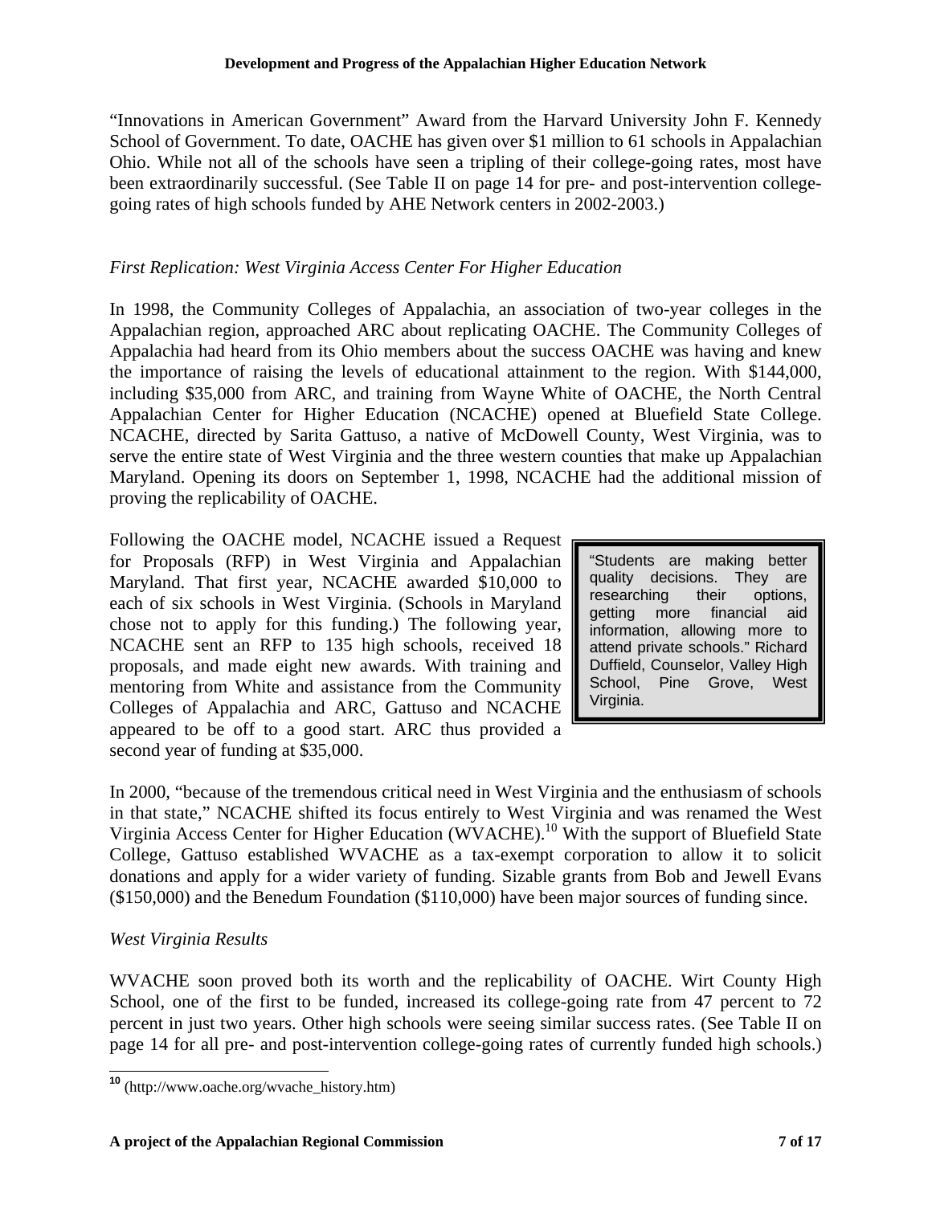"Innovations in American Government" Award from the Harvard University John F. Kennedy School of Government. To date, OACHE has given over $1 million to 61 schools in Appalachian Ohio. While not all of the schools have seen a tripling of their college-going rates, most have been extraordinarily successful. (See Table II on page 14 for pre- and post-intervention college-going rates of high schools funded by AHE Network centers in 2002-2003.)

*First Replication: West Virginia Access Center For Higher Education*

In 1998, the Community Colleges of Appalachia, an association of two-year colleges in the Appalachian region, approached ARC about replicating OACHE. The Community Colleges of Appalachia had heard from its Ohio members about the success OACHE was having and knew the importance of raising the levels of educational attainment to the region. With $144,000, including $35,000 from ARC, and training from Wayne White of OACHE, the North Central Appalachian Center for Higher Education (NCACHE) opened at Bluefield State College. NCACHE, directed by Sarita Gattuso, a native of McDowell County, West Virginia, was to serve the entire state of West Virginia and the three western counties that make up Appalachian Maryland. Opening its doors on September 1, 1998, NCACHE had the additional mission of proving the replicability of OACHE.

Following the OACHE model, NCACHE issued a Request for Proposals (RFP) in West Virginia and Appalachian Maryland. That first year, NCACHE awarded $10,000 to each of six schools in West Virginia. (Schools in Maryland chose not to apply for this funding.) The following year, NCACHE sent an RFP to 135 high schools, received 18 proposals, and made eight new awards. With training and mentoring from White and assistance from the Community Colleges of Appalachia and ARC, Gattuso and NCACHE appeared to be off to a good start. ARC thus provided a second year of funding at $35,000.

> "Students are making better quality decisions. They are researching their options, getting more financial aid information, allowing more to attend private schools." Richard Duffield, Counselor, Valley High School, Pine Grove, West Virginia.

In 2000, "because of the tremendous critical need in West Virginia and the enthusiasm of schools in that state," NCACHE shifted its focus entirely to West Virginia and was renamed the West Virginia Access Center for Higher Education (WVACHE).[10] With the support of Bluefield State College, Gattuso established WVACHE as a tax-exempt corporation to allow it to solicit donations and apply for a wider variety of funding. Sizable grants from Bob and Jewell Evans ($150,000) and the Benedum Foundation ($110,000) have been major sources of funding since.

*West Virginia Results*

WVACHE soon proved both its worth and the replicability of OACHE. Wirt County High School, one of the first to be funded, increased its college-going rate from 47 percent to 72 percent in just two years. Other high schools were seeing similar success rates. (See Table II on page 14 for all pre- and post-intervention college-going rates of currently funded high schools.)

[10] (http://www.oache.org/wvache_history.htm)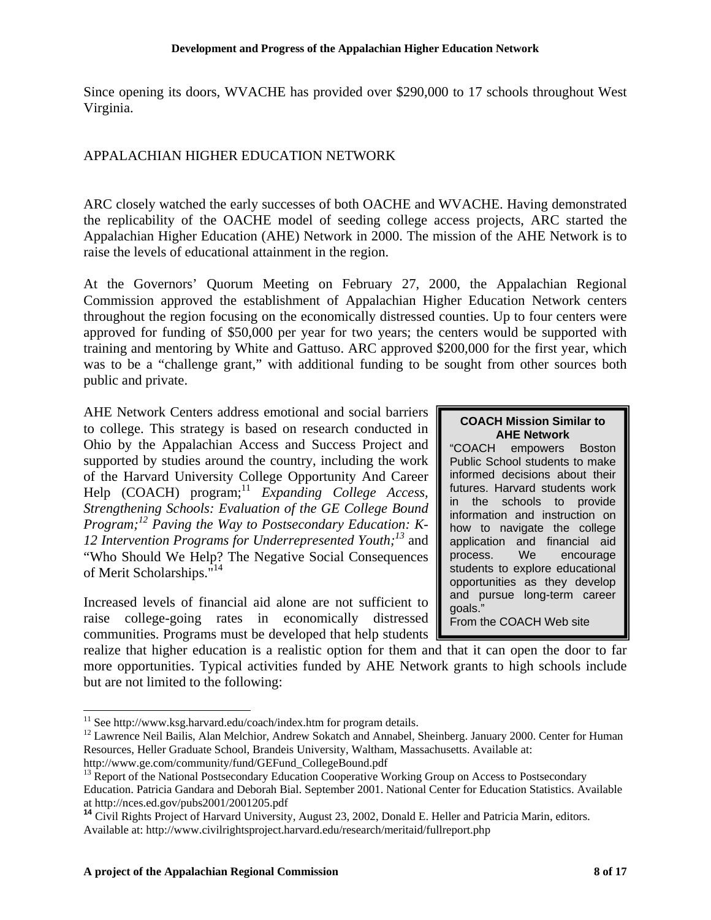Since opening its doors, WVACHE has provided over $290,000 to 17 schools throughout West Virginia.

## APPALACHIAN HIGHER EDUCATION NETWORK

ARC closely watched the early successes of both OACHE and WVACHE. Having demonstrated the replicability of the OACHE model of seeding college access projects, ARC started the Appalachian Higher Education (AHE) Network in 2000. The mission of the AHE Network is to raise the levels of educational attainment in the region.

At the Governors' Quorum Meeting on February 27, 2000, the Appalachian Regional Commission approved the establishment of Appalachian Higher Education Network centers throughout the region focusing on the economically distressed counties. Up to four centers were approved for funding of $50,000 per year for two years; the centers would be supported with training and mentoring by White and Gattuso. ARC approved $200,000 for the first year, which was to be a "challenge grant," with additional funding to be sought from other sources both public and private.

AHE Network Centers address emotional and social barriers to college. This strategy is based on research conducted in Ohio by the Appalachian Access and Success Project and supported by studies around the country, including the work of the Harvard University College Opportunity And Career Help (COACH) program;[11] *Expanding College Access, Strengthening Schools: Evaluation of the GE College Bound Program;*[12] *Paving the Way to Postsecondary Education: K-12 Intervention Programs for Underrepresented Youth;*[13] and "Who Should We Help? The Negative Social Consequences of Merit Scholarships."[14]

> **COACH Mission Similar to AHE Network**
>
> "COACH empowers Boston Public School students to make informed decisions about their futures. Harvard students work in the schools to provide information and instruction on how to navigate the college application and financial aid process. We encourage students to explore educational opportunities as they develop and pursue long-term career goals."
>
> From the COACH Web site

Increased levels of financial aid alone are not sufficient to raise college-going rates in economically distressed communities. Programs must be developed that help students realize that higher education is a realistic option for them and that it can open the door to far more opportunities. Typical activities funded by AHE Network grants to high schools include but are not limited to the following:

---

[11] See http://www.ksg.harvard.edu/coach/index.htm for program details.

[12] Lawrence Neil Bailis, Alan Melchior, Andrew Sokatch and Annabel, Sheinberg. January 2000. Center for Human Resources, Heller Graduate School, Brandeis University, Waltham, Massachusetts. Available at: http://www.ge.com/community/fund/GEFund_CollegeBound.pdf

[13] Report of the National Postsecondary Education Cooperative Working Group on Access to Postsecondary Education. Patricia Gandara and Deborah Bial. September 2001. National Center for Education Statistics. Available at http://nces.ed.gov/pubs2001/2001205.pdf

[14] Civil Rights Project of Harvard University, August 23, 2002, Donald E. Heller and Patricia Marin, editors. Available at: http://www.civilrightsproject.harvard.edu/research/meritaid/fullreport.php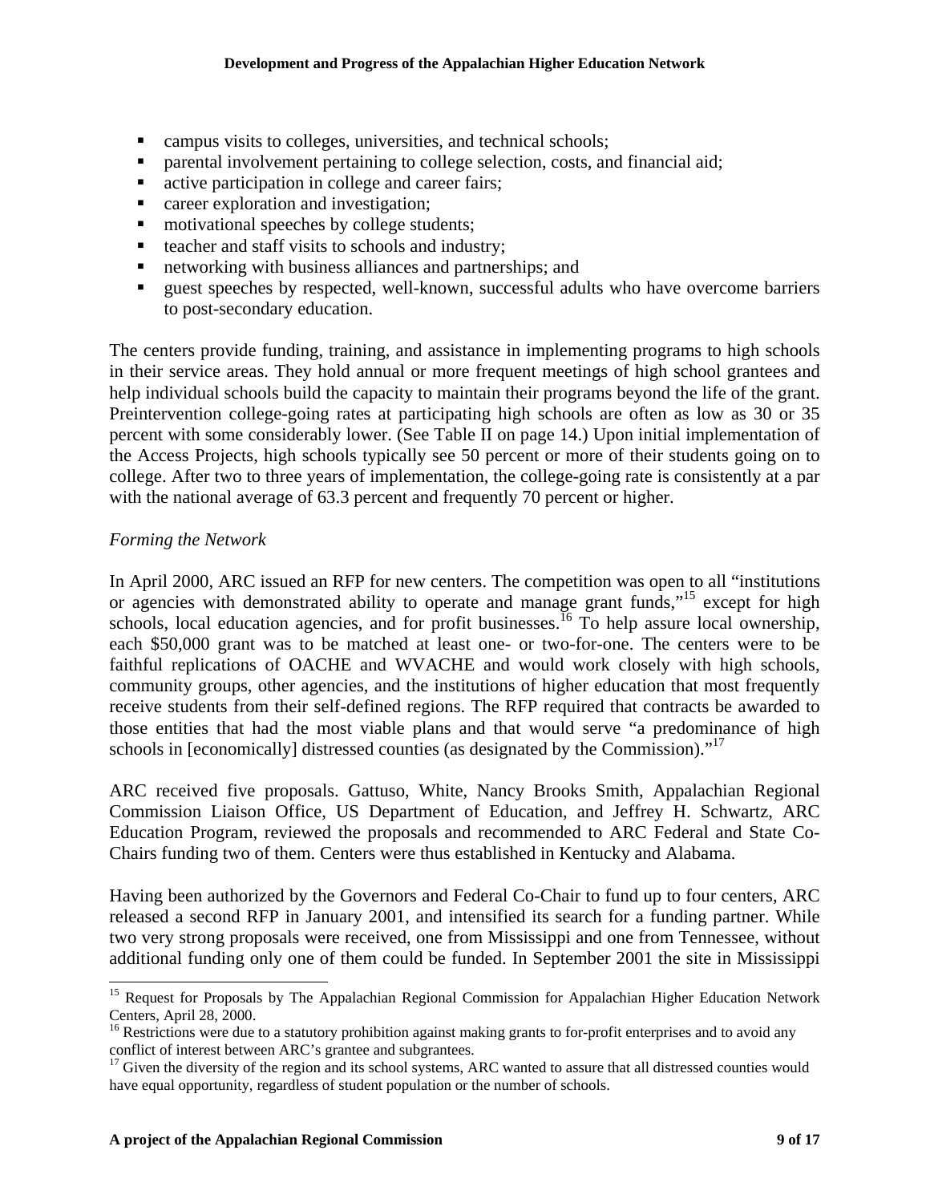- campus visits to colleges, universities, and technical schools;
- parental involvement pertaining to college selection, costs, and financial aid;
- active participation in college and career fairs;
- career exploration and investigation;
- motivational speeches by college students;
- teacher and staff visits to schools and industry;
- networking with business alliances and partnerships; and
- guest speeches by respected, well-known, successful adults who have overcome barriers to post-secondary education.

The centers provide funding, training, and assistance in implementing programs to high schools in their service areas. They hold annual or more frequent meetings of high school grantees and help individual schools build the capacity to maintain their programs beyond the life of the grant. Preintervention college-going rates at participating high schools are often as low as 30 or 35 percent with some considerably lower. (See Table II on page 14.) Upon initial implementation of the Access Projects, high schools typically see 50 percent or more of their students going on to college. After two to three years of implementation, the college-going rate is consistently at a par with the national average of 63.3 percent and frequently 70 percent or higher.

*Forming the Network*

In April 2000, ARC issued an RFP for new centers. The competition was open to all "institutions or agencies with demonstrated ability to operate and manage grant funds,"[15] except for high schools, local education agencies, and for profit businesses.[16] To help assure local ownership, each $50,000 grant was to be matched at least one- or two-for-one. The centers were to be faithful replications of OACHE and WVACHE and would work closely with high schools, community groups, other agencies, and the institutions of higher education that most frequently receive students from their self-defined regions. The RFP required that contracts be awarded to those entities that had the most viable plans and that would serve "a predominance of high schools in [economically] distressed counties (as designated by the Commission)."[17]

ARC received five proposals. Gattuso, White, Nancy Brooks Smith, Appalachian Regional Commission Liaison Office, US Department of Education, and Jeffrey H. Schwartz, ARC Education Program, reviewed the proposals and recommended to ARC Federal and State Co-Chairs funding two of them. Centers were thus established in Kentucky and Alabama.

Having been authorized by the Governors and Federal Co-Chair to fund up to four centers, ARC released a second RFP in January 2001, and intensified its search for a funding partner. While two very strong proposals were received, one from Mississippi and one from Tennessee, without additional funding only one of them could be funded. In September 2001 the site in Mississippi

[15] Request for Proposals by The Appalachian Regional Commission for Appalachian Higher Education Network Centers, April 28, 2000.

[16] Restrictions were due to a statutory prohibition against making grants to for-profit enterprises and to avoid any conflict of interest between ARC's grantee and subgrantees.

[17] Given the diversity of the region and its school systems, ARC wanted to assure that all distressed counties would have equal opportunity, regardless of student population or the number of schools.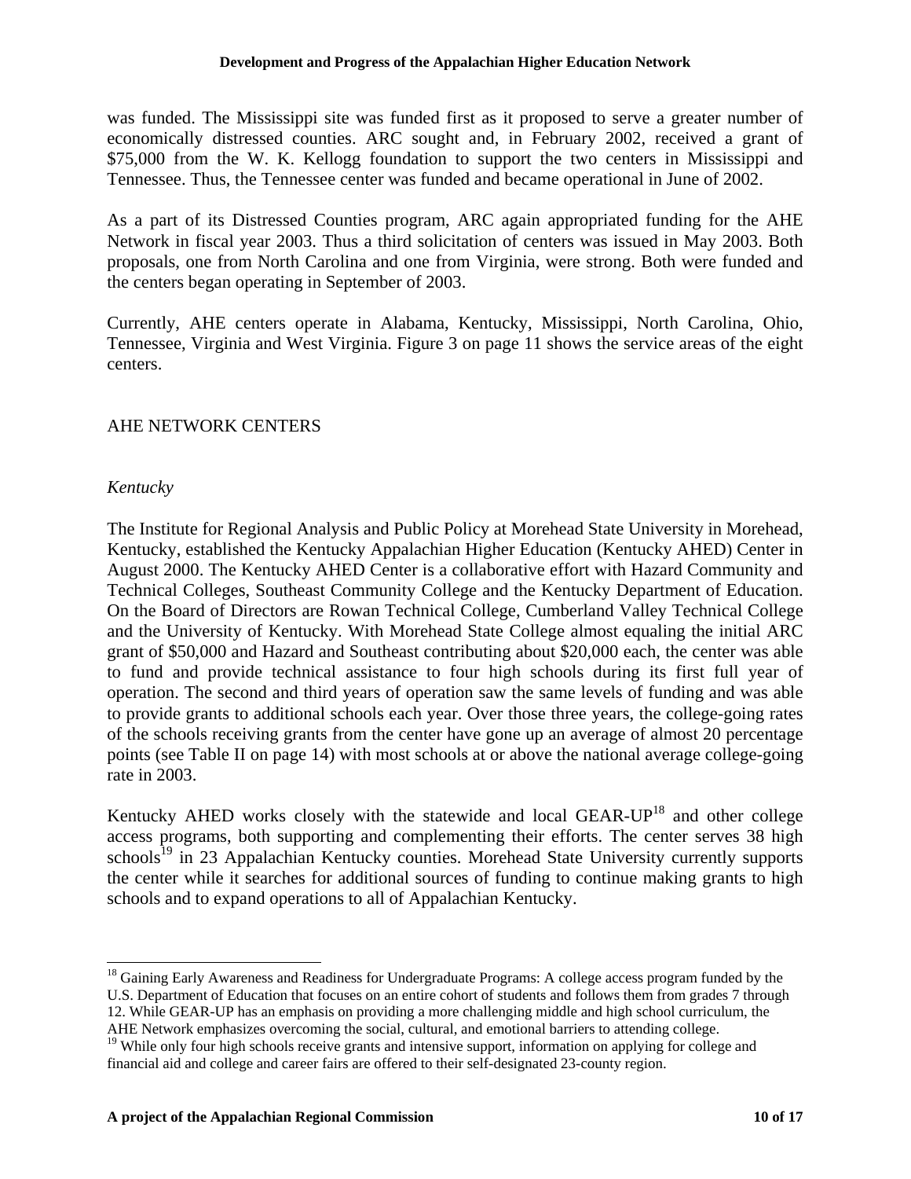was funded. The Mississippi site was funded first as it proposed to serve a greater number of economically distressed counties. ARC sought and, in February 2002, received a grant of $75,000 from the W. K. Kellogg foundation to support the two centers in Mississippi and Tennessee. Thus, the Tennessee center was funded and became operational in June of 2002.

As a part of its Distressed Counties program, ARC again appropriated funding for the AHE Network in fiscal year 2003. Thus a third solicitation of centers was issued in May 2003. Both proposals, one from North Carolina and one from Virginia, were strong. Both were funded and the centers began operating in September of 2003.

Currently, AHE centers operate in Alabama, Kentucky, Mississippi, North Carolina, Ohio, Tennessee, Virginia and West Virginia. Figure 3 on page 11 shows the service areas of the eight centers.

## AHE NETWORK CENTERS

### *Kentucky*

The Institute for Regional Analysis and Public Policy at Morehead State University in Morehead, Kentucky, established the Kentucky Appalachian Higher Education (Kentucky AHED) Center in August 2000. The Kentucky AHED Center is a collaborative effort with Hazard Community and Technical Colleges, Southeast Community College and the Kentucky Department of Education. On the Board of Directors are Rowan Technical College, Cumberland Valley Technical College and the University of Kentucky. With Morehead State College almost equaling the initial ARC grant of $50,000 and Hazard and Southeast contributing about $20,000 each, the center was able to fund and provide technical assistance to four high schools during its first full year of operation. The second and third years of operation saw the same levels of funding and was able to provide grants to additional schools each year. Over those three years, the college-going rates of the schools receiving grants from the center have gone up an average of almost 20 percentage points (see Table II on page 14) with most schools at or above the national average college-going rate in 2003.

Kentucky AHED works closely with the statewide and local GEAR-UP[18] and other college access programs, both supporting and complementing their efforts. The center serves 38 high schools[19] in 23 Appalachian Kentucky counties. Morehead State University currently supports the center while it searches for additional sources of funding to continue making grants to high schools and to expand operations to all of Appalachian Kentucky.

---

[18] Gaining Early Awareness and Readiness for Undergraduate Programs: A college access program funded by the U.S. Department of Education that focuses on an entire cohort of students and follows them from grades 7 through 12. While GEAR-UP has an emphasis on providing a more challenging middle and high school curriculum, the AHE Network emphasizes overcoming the social, cultural, and emotional barriers to attending college.

[19] While only four high schools receive grants and intensive support, information on applying for college and financial aid and college and career fairs are offered to their self-designated 23-county region.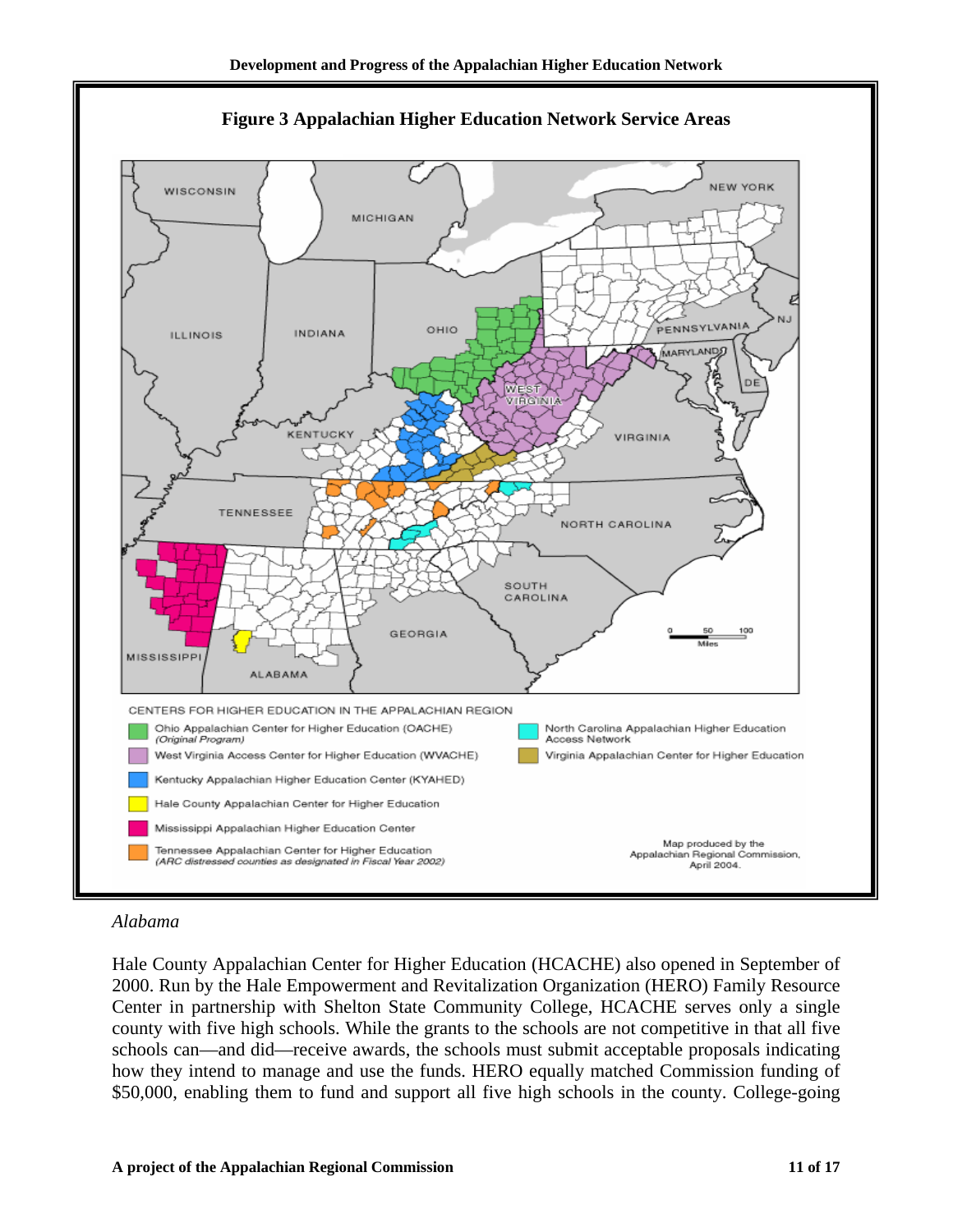**Figure 3 Appalachian Higher Education Network Service Areas**

CENTERS FOR HIGHER EDUCATION IN THE APPALACHIAN REGION

- Ohio Appalachian Center for Higher Education (OACHE) *(Original Program)*
- West Virginia Access Center for Higher Education (WVACHE)
- Kentucky Appalachian Higher Education Center (KYAHED)
- Hale County Appalachian Center for Higher Education
- Mississippi Appalachian Higher Education Center
- Tennessee Appalachian Center for Higher Education *(ARC distressed counties as designated in Fiscal Year 2002)*
- North Carolina Appalachian Higher Education Access Network
- Virginia Appalachian Center for Higher Education

Map produced by the Appalachian Regional Commission, April 2004.

*Alabama*

Hale County Appalachian Center for Higher Education (HCACHE) also opened in September of 2000. Run by the Hale Empowerment and Revitalization Organization (HERO) Family Resource Center in partnership with Shelton State Community College, HCACHE serves only a single county with five high schools. While the grants to the schools are not competitive in that all five schools can—and did—receive awards, the schools must submit acceptable proposals indicating how they intend to manage and use the funds. HERO equally matched Commission funding of $50,000, enabling them to fund and support all five high schools in the county. College-going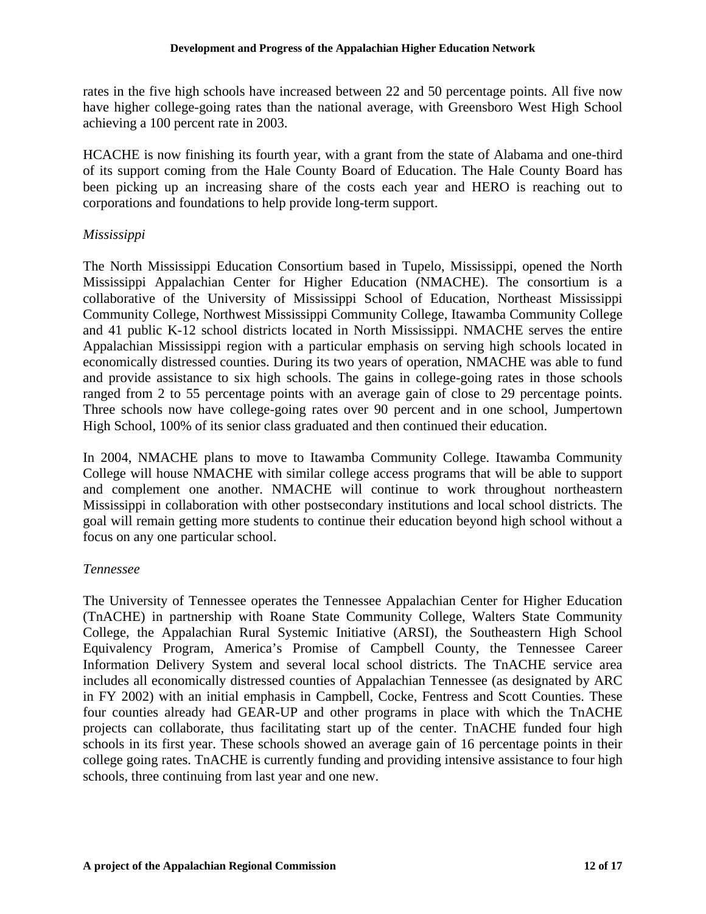rates in the five high schools have increased between 22 and 50 percentage points. All five now have higher college-going rates than the national average, with Greensboro West High School achieving a 100 percent rate in 2003.

HCACHE is now finishing its fourth year, with a grant from the state of Alabama and one-third of its support coming from the Hale County Board of Education. The Hale County Board has been picking up an increasing share of the costs each year and HERO is reaching out to corporations and foundations to help provide long-term support.

*Mississippi*

The North Mississippi Education Consortium based in Tupelo, Mississippi, opened the North Mississippi Appalachian Center for Higher Education (NMACHE). The consortium is a collaborative of the University of Mississippi School of Education, Northeast Mississippi Community College, Northwest Mississippi Community College, Itawamba Community College and 41 public K-12 school districts located in North Mississippi. NMACHE serves the entire Appalachian Mississippi region with a particular emphasis on serving high schools located in economically distressed counties. During its two years of operation, NMACHE was able to fund and provide assistance to six high schools. The gains in college-going rates in those schools ranged from 2 to 55 percentage points with an average gain of close to 29 percentage points. Three schools now have college-going rates over 90 percent and in one school, Jumpertown High School, 100% of its senior class graduated and then continued their education.

In 2004, NMACHE plans to move to Itawamba Community College. Itawamba Community College will house NMACHE with similar college access programs that will be able to support and complement one another. NMACHE will continue to work throughout northeastern Mississippi in collaboration with other postsecondary institutions and local school districts. The goal will remain getting more students to continue their education beyond high school without a focus on any one particular school.

*Tennessee*

The University of Tennessee operates the Tennessee Appalachian Center for Higher Education (TnACHE) in partnership with Roane State Community College, Walters State Community College, the Appalachian Rural Systemic Initiative (ARSI), the Southeastern High School Equivalency Program, America's Promise of Campbell County, the Tennessee Career Information Delivery System and several local school districts. The TnACHE service area includes all economically distressed counties of Appalachian Tennessee (as designated by ARC in FY 2002) with an initial emphasis in Campbell, Cocke, Fentress and Scott Counties. These four counties already had GEAR-UP and other programs in place with which the TnACHE projects can collaborate, thus facilitating start up of the center. TnACHE funded four high schools in its first year. These schools showed an average gain of 16 percentage points in their college going rates. TnACHE is currently funding and providing intensive assistance to four high schools, three continuing from last year and one new.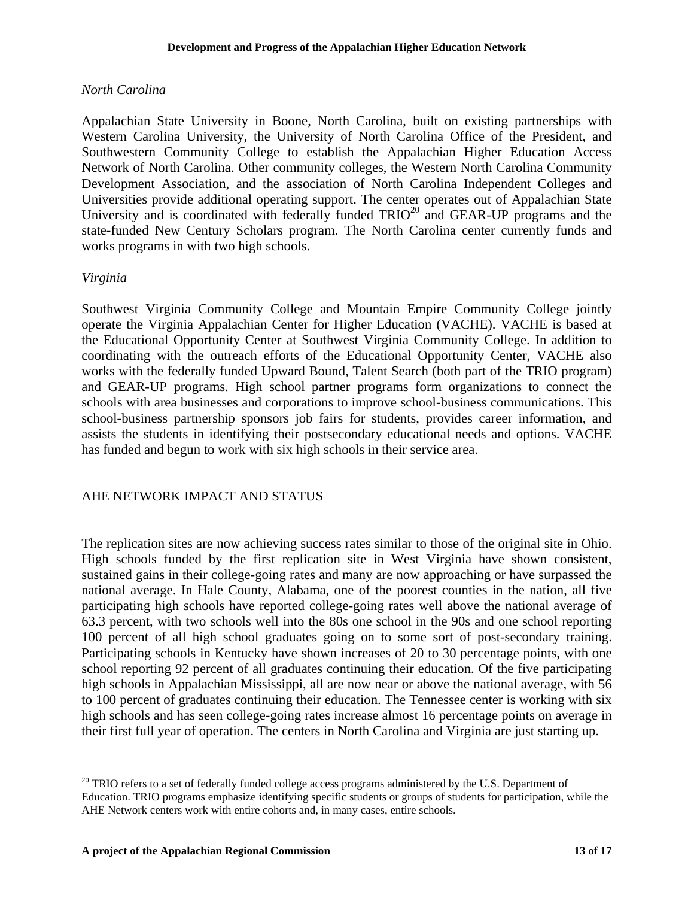*North Carolina*

Appalachian State University in Boone, North Carolina, built on existing partnerships with Western Carolina University, the University of North Carolina Office of the President, and Southwestern Community College to establish the Appalachian Higher Education Access Network of North Carolina. Other community colleges, the Western North Carolina Community Development Association, and the association of North Carolina Independent Colleges and Universities provide additional operating support. The center operates out of Appalachian State University and is coordinated with federally funded TRIO[20] and GEAR-UP programs and the state-funded New Century Scholars program. The North Carolina center currently funds and works programs in with two high schools.

*Virginia*

Southwest Virginia Community College and Mountain Empire Community College jointly operate the Virginia Appalachian Center for Higher Education (VACHE). VACHE is based at the Educational Opportunity Center at Southwest Virginia Community College. In addition to coordinating with the outreach efforts of the Educational Opportunity Center, VACHE also works with the federally funded Upward Bound, Talent Search (both part of the TRIO program) and GEAR-UP programs. High school partner programs form organizations to connect the schools with area businesses and corporations to improve school-business communications. This school-business partnership sponsors job fairs for students, provides career information, and assists the students in identifying their postsecondary educational needs and options. VACHE has funded and begun to work with six high schools in their service area.

## AHE NETWORK IMPACT AND STATUS

The replication sites are now achieving success rates similar to those of the original site in Ohio. High schools funded by the first replication site in West Virginia have shown consistent, sustained gains in their college-going rates and many are now approaching or have surpassed the national average. In Hale County, Alabama, one of the poorest counties in the nation, all five participating high schools have reported college-going rates well above the national average of 63.3 percent, with two schools well into the 80s one school in the 90s and one school reporting 100 percent of all high school graduates going on to some sort of post-secondary training. Participating schools in Kentucky have shown increases of 20 to 30 percentage points, with one school reporting 92 percent of all graduates continuing their education. Of the five participating high schools in Appalachian Mississippi, all are now near or above the national average, with 56 to 100 percent of graduates continuing their education. The Tennessee center is working with six high schools and has seen college-going rates increase almost 16 percentage points on average in their first full year of operation. The centers in North Carolina and Virginia are just starting up.

---

[20] TRIO refers to a set of federally funded college access programs administered by the U.S. Department of Education. TRIO programs emphasize identifying specific students or groups of students for participation, while the AHE Network centers work with entire cohorts and, in many cases, entire schools.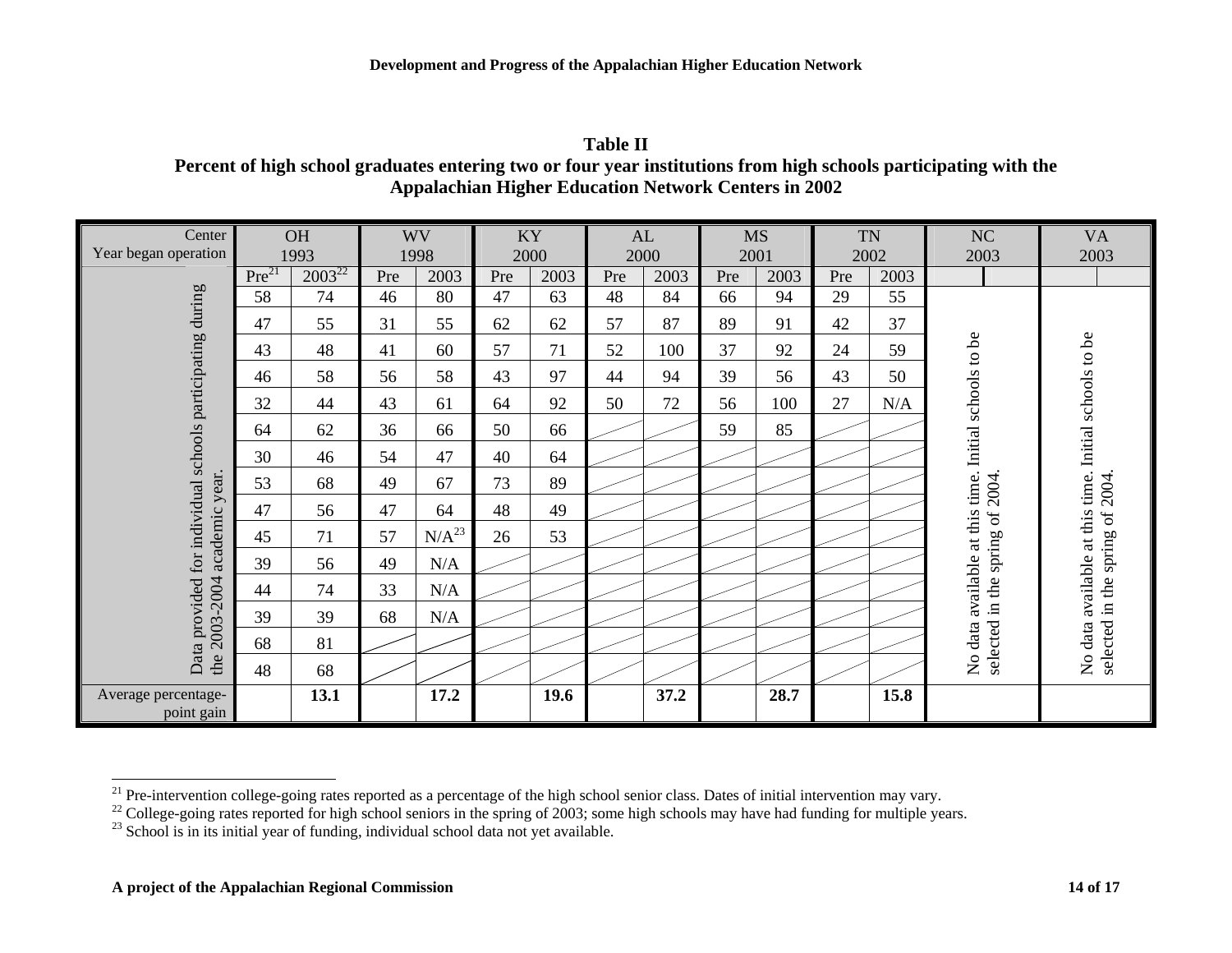**Table II**
**Percent of high school graduates entering two or four year institutions from high schools participating with the Appalachian Higher Education Network Centers in 2002**

| Center / Year began operation | OH 1993 | | WV 1998 | | KY 2000 | | AL 2000 | | MS 2001 | | TN 2002 | | NC 2003 | VA 2003 |
|---|---|---|---|---|---|---|---|---|---|---|---|---|---|---|
| | Pre[21] | 2003[22] | Pre | 2003 | Pre | 2003 | Pre | 2003 | Pre | 2003 | Pre | 2003 | | |
| Data provided for individual schools participating during the 2003-2004 academic year. | 58 | 74 | 46 | 80 | 47 | 63 | 48 | 84 | 66 | 94 | 29 | 55 | No data available at this time. Initial schools to be selected in the spring of 2004. | No data available at this time. Initial schools to be selected in the spring of 2004. |
| | 47 | 55 | 31 | 55 | 62 | 62 | 57 | 87 | 89 | 91 | 42 | 37 | | |
| | 43 | 48 | 41 | 60 | 57 | 71 | 52 | 100 | 37 | 92 | 24 | 59 | | |
| | 46 | 58 | 56 | 58 | 43 | 97 | 44 | 94 | 39 | 56 | 43 | 50 | | |
| | 32 | 44 | 43 | 61 | 64 | 92 | 50 | 72 | 56 | 100 | 27 | N/A | | |
| | 64 | 62 | 36 | 66 | 50 | 66 | | | 59 | 85 | | | | |
| | 30 | 46 | 54 | 47 | 40 | 64 | | | | | | | | |
| | 53 | 68 | 49 | 67 | 73 | 89 | | | | | | | | |
| | 47 | 56 | 47 | 64 | 48 | 49 | | | | | | | | |
| | 45 | 71 | 57 | N/A[23] | 26 | 53 | | | | | | | | |
| | 39 | 56 | 49 | N/A | | | | | | | | | | |
| | 44 | 74 | 33 | N/A | | | | | | | | | | |
| | 39 | 39 | 68 | N/A | | | | | | | | | | |
| | 68 | 81 | | | | | | | | | | | | |
| | 48 | 68 | | | | | | | | | | | | |
| Average percentage-point gain | | **13.1** | | **17.2** | | **19.6** | | **37.2** | | **28.7** | | **15.8** | | |

[21] Pre-intervention college-going rates reported as a percentage of the high school senior class. Dates of initial intervention may vary.
[22] College-going rates reported for high school seniors in the spring of 2003; some high schools may have had funding for multiple years.
[23] School is in its initial year of funding, individual school data not yet available.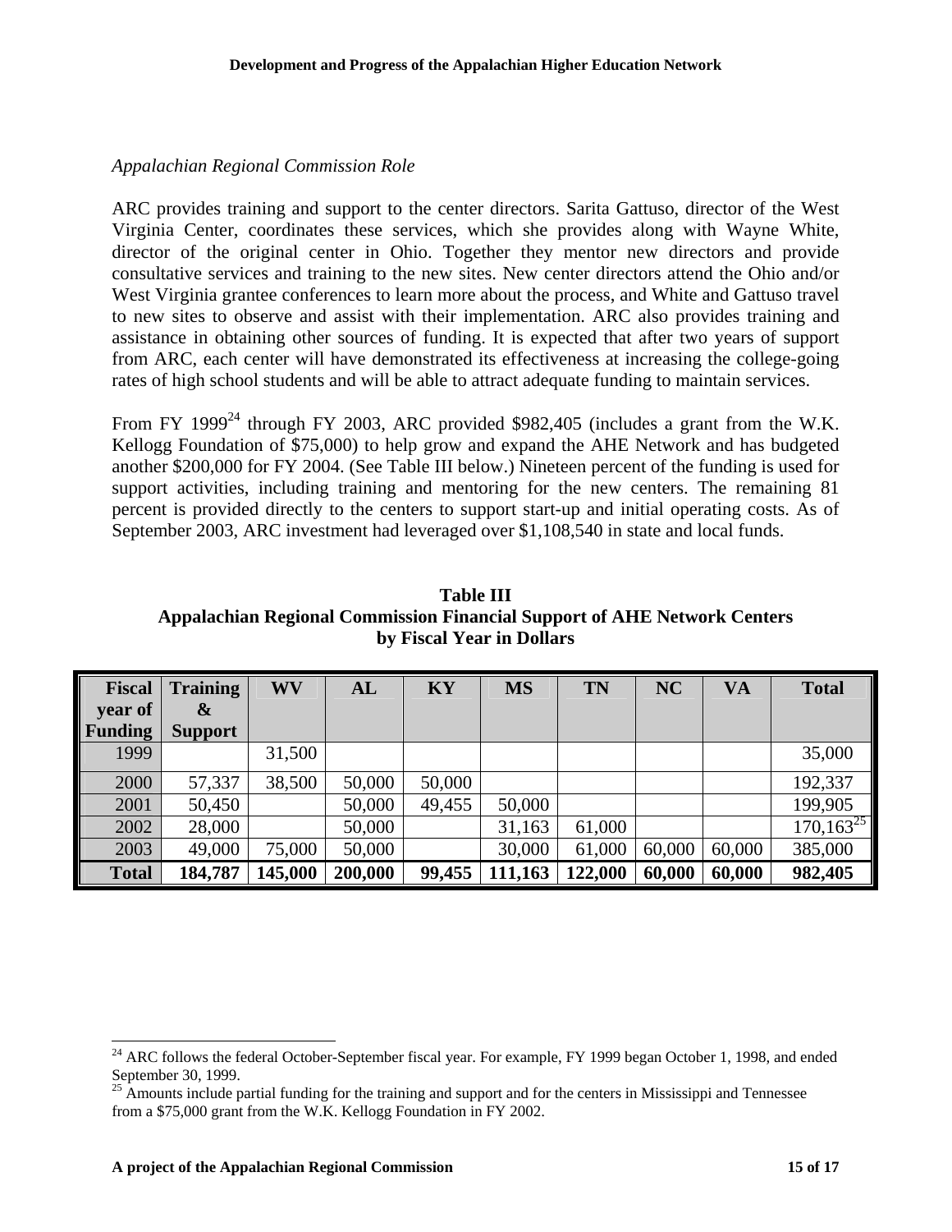*Appalachian Regional Commission Role*

ARC provides training and support to the center directors. Sarita Gattuso, director of the West Virginia Center, coordinates these services, which she provides along with Wayne White, director of the original center in Ohio. Together they mentor new directors and provide consultative services and training to the new sites. New center directors attend the Ohio and/or West Virginia grantee conferences to learn more about the process, and White and Gattuso travel to new sites to observe and assist with their implementation. ARC also provides training and assistance in obtaining other sources of funding. It is expected that after two years of support from ARC, each center will have demonstrated its effectiveness at increasing the college-going rates of high school students and will be able to attract adequate funding to maintain services.

From FY 1999[24] through FY 2003, ARC provided $982,405 (includes a grant from the W.K. Kellogg Foundation of $75,000) to help grow and expand the AHE Network and has budgeted another $200,000 for FY 2004. (See Table III below.) Nineteen percent of the funding is used for support activities, including training and mentoring for the new centers. The remaining 81 percent is provided directly to the centers to support start-up and initial operating costs. As of September 2003, ARC investment had leveraged over $1,108,540 in state and local funds.

**Table III**
**Appalachian Regional Commission Financial Support of AHE Network Centers by Fiscal Year in Dollars**

| Fiscal year of Funding | Training & Support | WV | AL | KY | MS | TN | NC | VA | Total |
|---|---|---|---|---|---|---|---|---|---|
| 1999 | | 31,500 | | | | | | | 35,000 |
| 2000 | 57,337 | 38,500 | 50,000 | 50,000 | | | | | 192,337 |
| 2001 | 50,450 | | 50,000 | 49,455 | 50,000 | | | | 199,905 |
| 2002 | 28,000 | | 50,000 | | 31,163 | 61,000 | | | 170,163[25] |
| 2003 | 49,000 | 75,000 | 50,000 | | 30,000 | 61,000 | 60,000 | 60,000 | 385,000 |
| **Total** | **184,787** | **145,000** | **200,000** | **99,455** | **111,163** | **122,000** | **60,000** | **60,000** | **982,405** |

[24] ARC follows the federal October-September fiscal year. For example, FY 1999 began October 1, 1998, and ended September 30, 1999.

[25] Amounts include partial funding for the training and support and for the centers in Mississippi and Tennessee from a $75,000 grant from the W.K. Kellogg Foundation in FY 2002.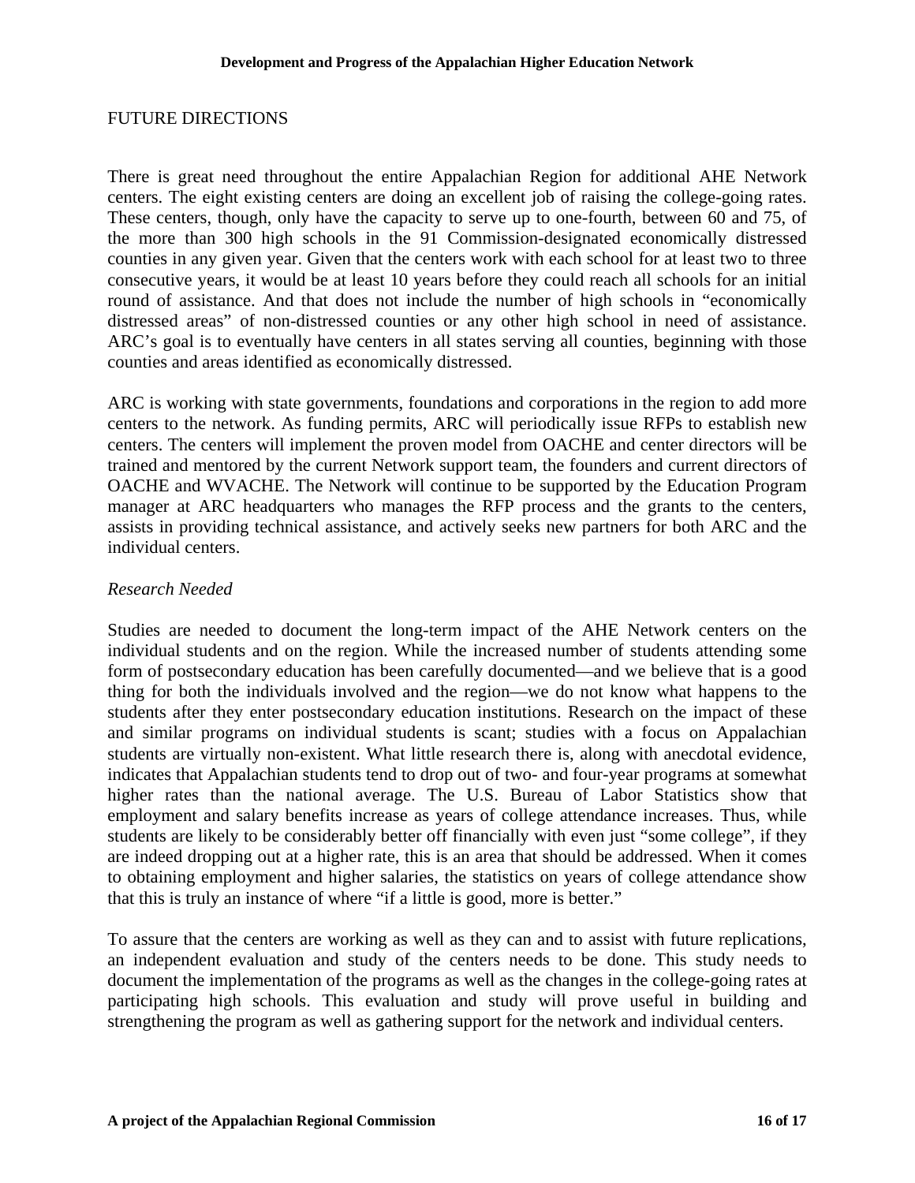## FUTURE DIRECTIONS

There is great need throughout the entire Appalachian Region for additional AHE Network centers. The eight existing centers are doing an excellent job of raising the college-going rates. These centers, though, only have the capacity to serve up to one-fourth, between 60 and 75, of the more than 300 high schools in the 91 Commission-designated economically distressed counties in any given year. Given that the centers work with each school for at least two to three consecutive years, it would be at least 10 years before they could reach all schools for an initial round of assistance. And that does not include the number of high schools in "economically distressed areas" of non-distressed counties or any other high school in need of assistance. ARC's goal is to eventually have centers in all states serving all counties, beginning with those counties and areas identified as economically distressed.

ARC is working with state governments, foundations and corporations in the region to add more centers to the network. As funding permits, ARC will periodically issue RFPs to establish new centers. The centers will implement the proven model from OACHE and center directors will be trained and mentored by the current Network support team, the founders and current directors of OACHE and WVACHE. The Network will continue to be supported by the Education Program manager at ARC headquarters who manages the RFP process and the grants to the centers, assists in providing technical assistance, and actively seeks new partners for both ARC and the individual centers.

### *Research Needed*

Studies are needed to document the long-term impact of the AHE Network centers on the individual students and on the region. While the increased number of students attending some form of postsecondary education has been carefully documented—and we believe that is a good thing for both the individuals involved and the region—we do not know what happens to the students after they enter postsecondary education institutions. Research on the impact of these and similar programs on individual students is scant; studies with a focus on Appalachian students are virtually non-existent. What little research there is, along with anecdotal evidence, indicates that Appalachian students tend to drop out of two- and four-year programs at somewhat higher rates than the national average. The U.S. Bureau of Labor Statistics show that employment and salary benefits increase as years of college attendance increases. Thus, while students are likely to be considerably better off financially with even just "some college", if they are indeed dropping out at a higher rate, this is an area that should be addressed. When it comes to obtaining employment and higher salaries, the statistics on years of college attendance show that this is truly an instance of where "if a little is good, more is better."

To assure that the centers are working as well as they can and to assist with future replications, an independent evaluation and study of the centers needs to be done. This study needs to document the implementation of the programs as well as the changes in the college-going rates at participating high schools. This evaluation and study will prove useful in building and strengthening the program as well as gathering support for the network and individual centers.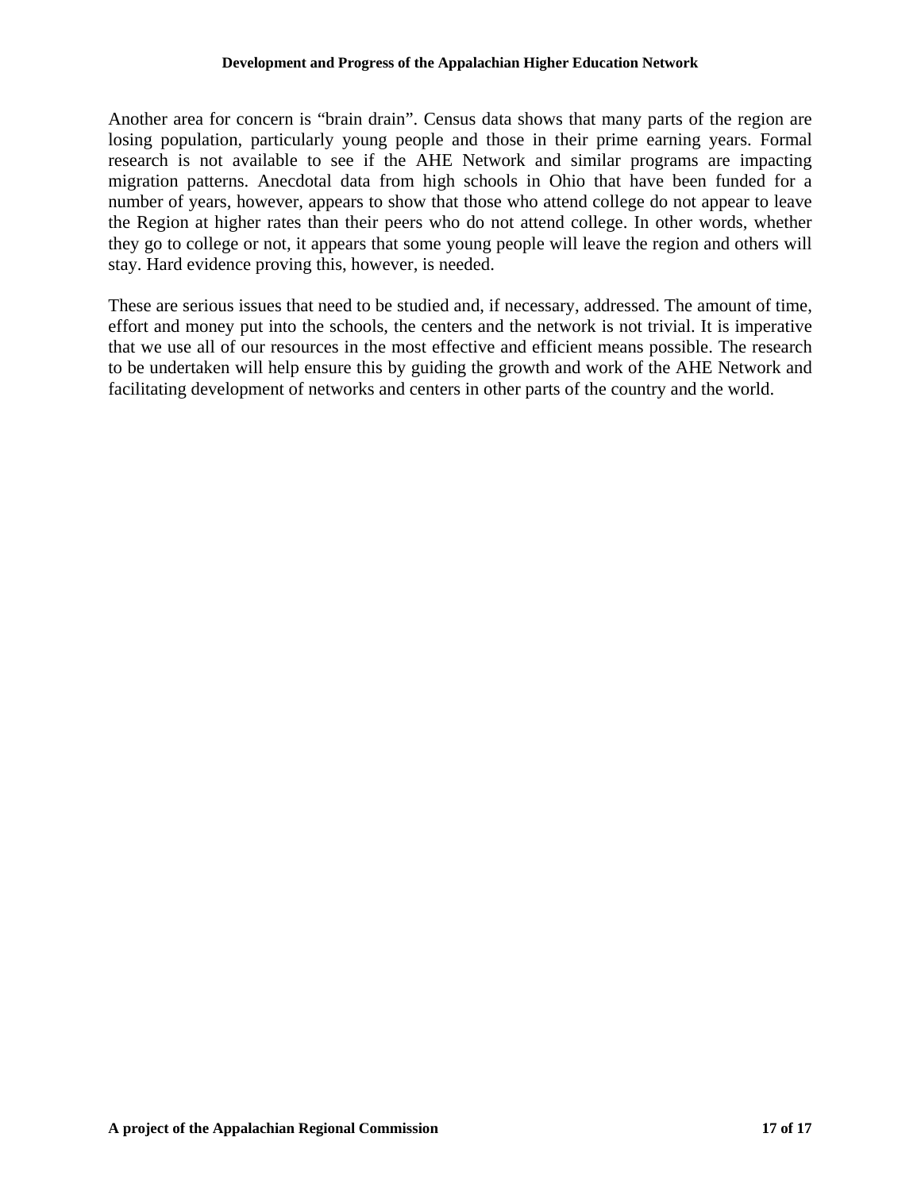Another area for concern is "brain drain". Census data shows that many parts of the region are losing population, particularly young people and those in their prime earning years. Formal research is not available to see if the AHE Network and similar programs are impacting migration patterns. Anecdotal data from high schools in Ohio that have been funded for a number of years, however, appears to show that those who attend college do not appear to leave the Region at higher rates than their peers who do not attend college. In other words, whether they go to college or not, it appears that some young people will leave the region and others will stay. Hard evidence proving this, however, is needed.

These are serious issues that need to be studied and, if necessary, addressed. The amount of time, effort and money put into the schools, the centers and the network is not trivial. It is imperative that we use all of our resources in the most effective and efficient means possible. The research to be undertaken will help ensure this by guiding the growth and work of the AHE Network and facilitating development of networks and centers in other parts of the country and the world.